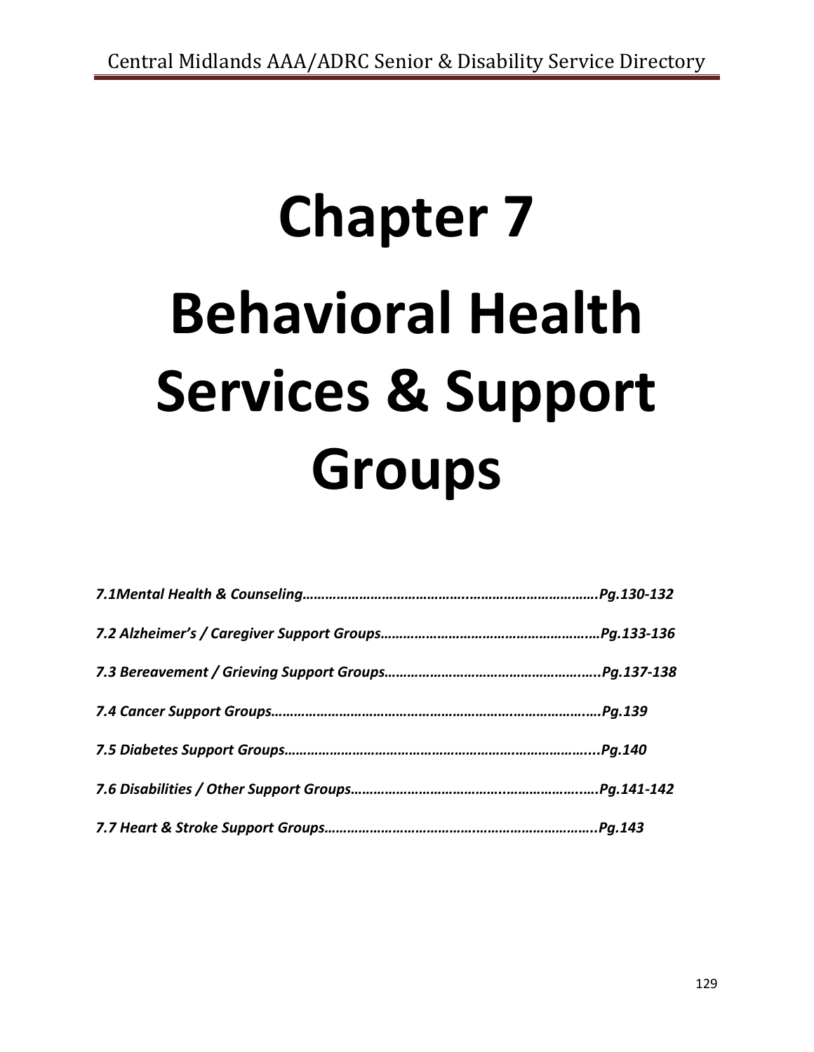# Chapter 7

# Behavioral Health Services & Support Groups

*7.1Mental Health & Counseling……………………………………..……………………………Pg.130-132*

*7.2 Alzheimer's / Caregiver Support Groups…………………………………………….…Pg.133-136*

*7.3 Bereavement / Grieving Support Groups…………………………………………..…..Pg.137-138*

*7.4 Cancer Support Groups……………………………………………………….………………….Pg.139*

*7.5 Diabetes Support Groups……………………………………………….……………………....Pg.140*

*7.6 Disabilities / Other Support Groups……………………………..…………………..…..Pg.141-142*

*7.7 Heart & Stroke Support Groups………………………………..………………………….Pg.143*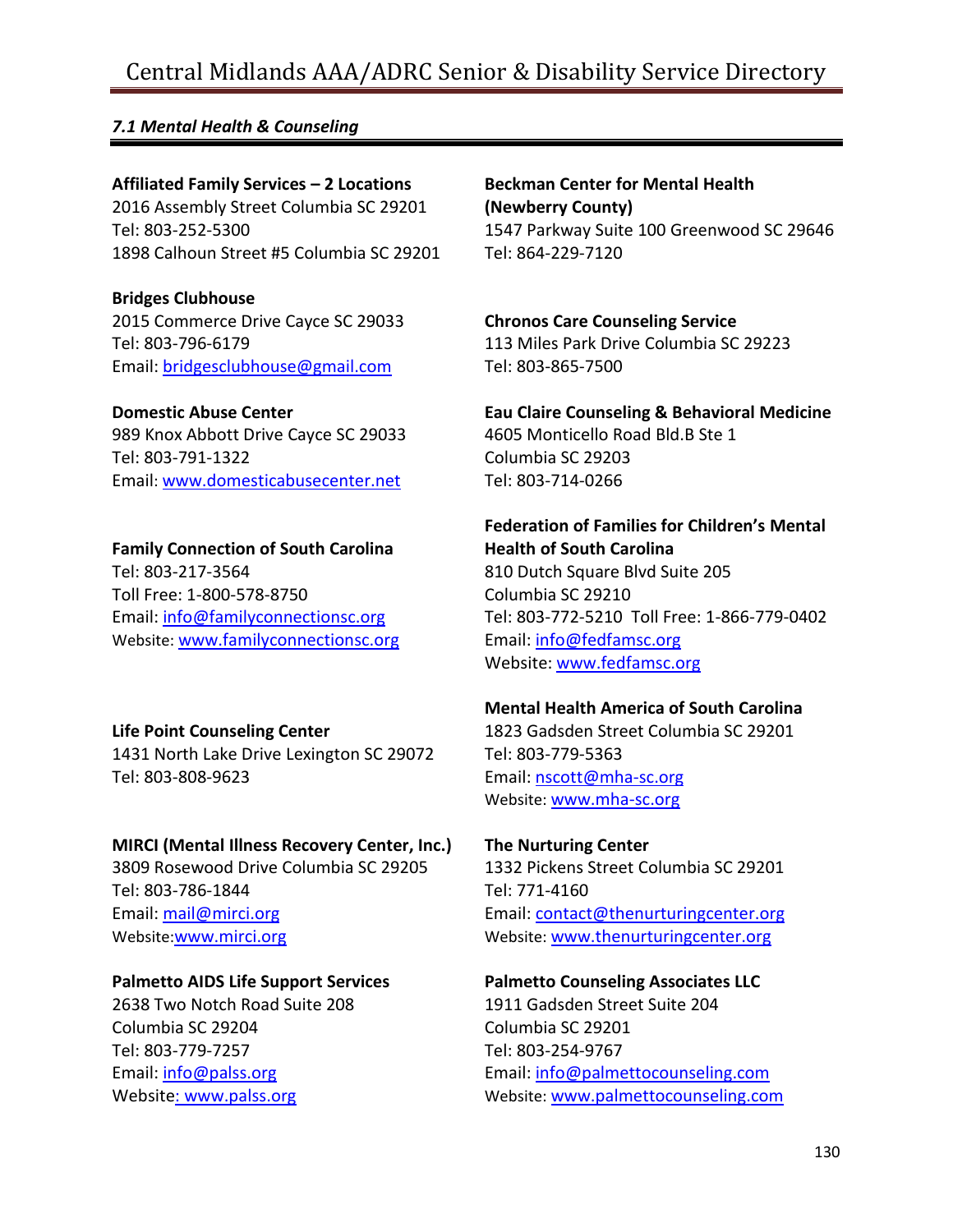### *7.1 Mental Health & Counseling*

**Affiliated Family Services – 2 Locations**
2016 Assembly Street Columbia SC 29201
Tel: 803-252-5300
1898 Calhoun Street #5 Columbia SC 29201

**Beckman Center for Mental Health (Newberry County)**
1547 Parkway Suite 100 Greenwood SC 29646
Tel: 864-229-7120

**Bridges Clubhouse**
2015 Commerce Drive Cayce SC 29033
Tel: 803-796-6179
Email: bridgesclubhouse@gmail.com

**Chronos Care Counseling Service**
113 Miles Park Drive Columbia SC 29223
Tel: 803-865-7500

**Domestic Abuse Center**
989 Knox Abbott Drive Cayce SC 29033
Tel: 803-791-1322
Email: www.domesticabusecenter.net

**Eau Claire Counseling & Behavioral Medicine**
4605 Monticello Road Bld.B Ste 1
Columbia SC 29203
Tel: 803-714-0266

**Family Connection of South Carolina**
Tel: 803-217-3564
Toll Free: 1-800-578-8750
Email: info@familyconnectionsc.org
Website: www.familyconnectionsc.org

**Federation of Families for Children's Mental Health of South Carolina**
810 Dutch Square Blvd Suite 205
Columbia SC 29210
Tel: 803-772-5210 Toll Free: 1-866-779-0402
Email: info@fedfamsc.org
Website: www.fedfamsc.org

**Life Point Counseling Center**
1431 North Lake Drive Lexington SC 29072
Tel: 803-808-9623

**Mental Health America of South Carolina**
1823 Gadsden Street Columbia SC 29201
Tel: 803-779-5363
Email: nscott@mha-sc.org
Website: www.mha-sc.org

**MIRCI (Mental Illness Recovery Center, Inc.)**
3809 Rosewood Drive Columbia SC 29205
Tel: 803-786-1844
Email: mail@mirci.org
Website: www.mirci.org

**The Nurturing Center**
1332 Pickens Street Columbia SC 29201
Tel: 771-4160
Email: contact@thenurturingcenter.org
Website: www.thenurturingcenter.org

**Palmetto AIDS Life Support Services**
2638 Two Notch Road Suite 208
Columbia SC 29204
Tel: 803-779-7257
Email: info@palss.org
Website: www.palss.org

**Palmetto Counseling Associates LLC**
1911 Gadsden Street Suite 204
Columbia SC 29201
Tel: 803-254-9767
Email: info@palmettocounseling.com
Website: www.palmettocounseling.com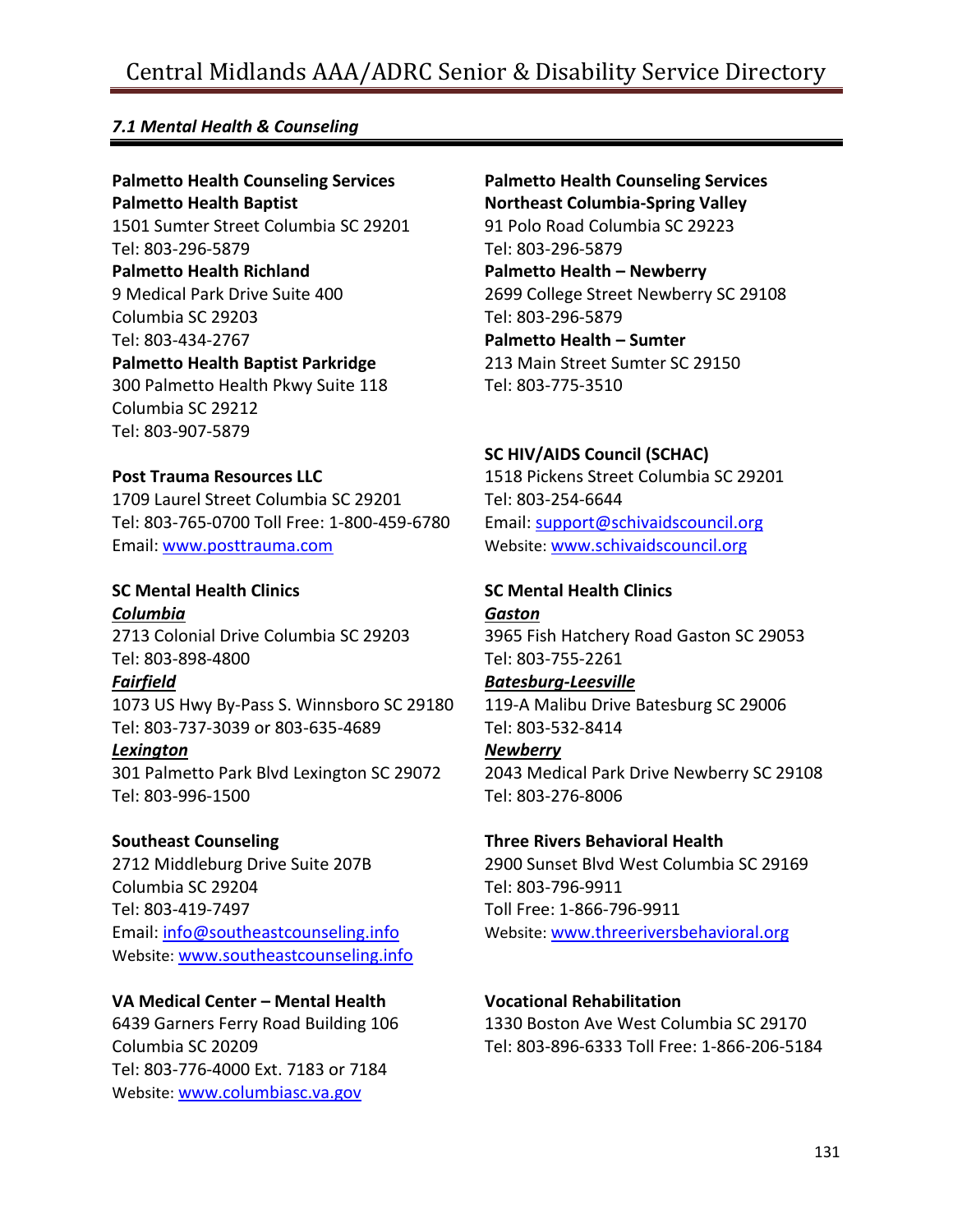### *7.1 Mental Health & Counseling*

**Palmetto Health Counseling Services**
**Palmetto Health Baptist**
1501 Sumter Street Columbia SC 29201
Tel: 803-296-5879
**Palmetto Health Richland**
9 Medical Park Drive Suite 400
Columbia SC 29203
Tel: 803-434-2767
**Palmetto Health Baptist Parkridge**
300 Palmetto Health Pkwy Suite 118
Columbia SC 29212
Tel: 803-907-5879

**Post Trauma Resources LLC**
1709 Laurel Street Columbia SC 29201
Tel: 803-765-0700 Toll Free: 1-800-459-6780
Email: www.posttrauma.com

**SC Mental Health Clinics**
***Columbia***
2713 Colonial Drive Columbia SC 29203
Tel: 803-898-4800
***Fairfield***
1073 US Hwy By-Pass S. Winnsboro SC 29180
Tel: 803-737-3039 or 803-635-4689
***Lexington***
301 Palmetto Park Blvd Lexington SC 29072
Tel: 803-996-1500

**Southeast Counseling**
2712 Middleburg Drive Suite 207B
Columbia SC 29204
Tel: 803-419-7497
Email: info@southeastcounseling.info
Website: www.southeastcounseling.info

**VA Medical Center – Mental Health**
6439 Garners Ferry Road Building 106
Columbia SC 20209
Tel: 803-776-4000 Ext. 7183 or 7184
Website: www.columbiasc.va.gov

**Palmetto Health Counseling Services**
**Northeast Columbia-Spring Valley**
91 Polo Road Columbia SC 29223
Tel: 803-296-5879
**Palmetto Health – Newberry**
2699 College Street Newberry SC 29108
Tel: 803-296-5879
**Palmetto Health – Sumter**
213 Main Street Sumter SC 29150
Tel: 803-775-3510

**SC HIV/AIDS Council (SCHAC)**
1518 Pickens Street Columbia SC 29201
Tel: 803-254-6644
Email: support@schivaidscouncil.org
Website: www.schivaidscouncil.org

**SC Mental Health Clinics**
***Gaston***
3965 Fish Hatchery Road Gaston SC 29053
Tel: 803-755-2261
***Batesburg-Leesville***
119-A Malibu Drive Batesburg SC 29006
Tel: 803-532-8414
***Newberry***
2043 Medical Park Drive Newberry SC 29108
Tel: 803-276-8006

**Three Rivers Behavioral Health**
2900 Sunset Blvd West Columbia SC 29169
Tel: 803-796-9911
Toll Free: 1-866-796-9911
Website: www.threeriversbehavioral.org

**Vocational Rehabilitation**
1330 Boston Ave West Columbia SC 29170
Tel: 803-896-6333 Toll Free: 1-866-206-5184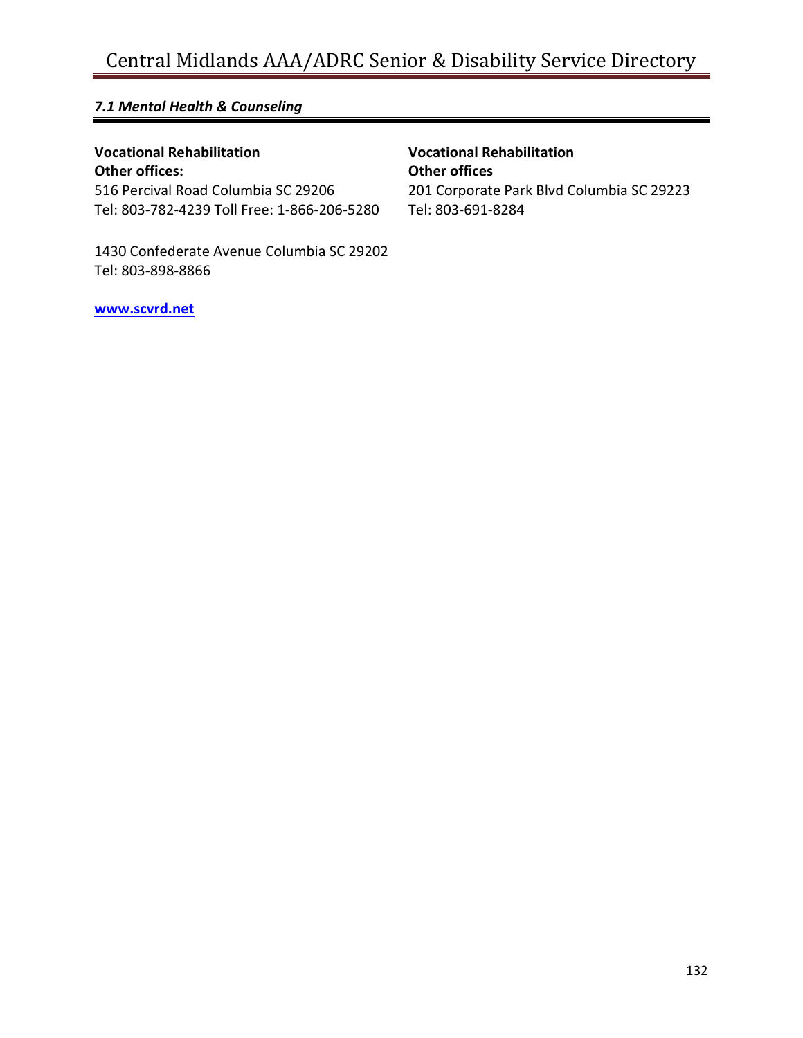### *7.1 Mental Health & Counseling*

**Vocational Rehabilitation**
**Other offices:**
516 Percival Road Columbia SC 29206
Tel: 803-782-4239 Toll Free: 1-866-206-5280

1430 Confederate Avenue Columbia SC 29202
Tel: 803-898-8866

**[www.scvrd.net](http://www.scvrd.net)**

**Vocational Rehabilitation**
**Other offices**
201 Corporate Park Blvd Columbia SC 29223
Tel: 803-691-8284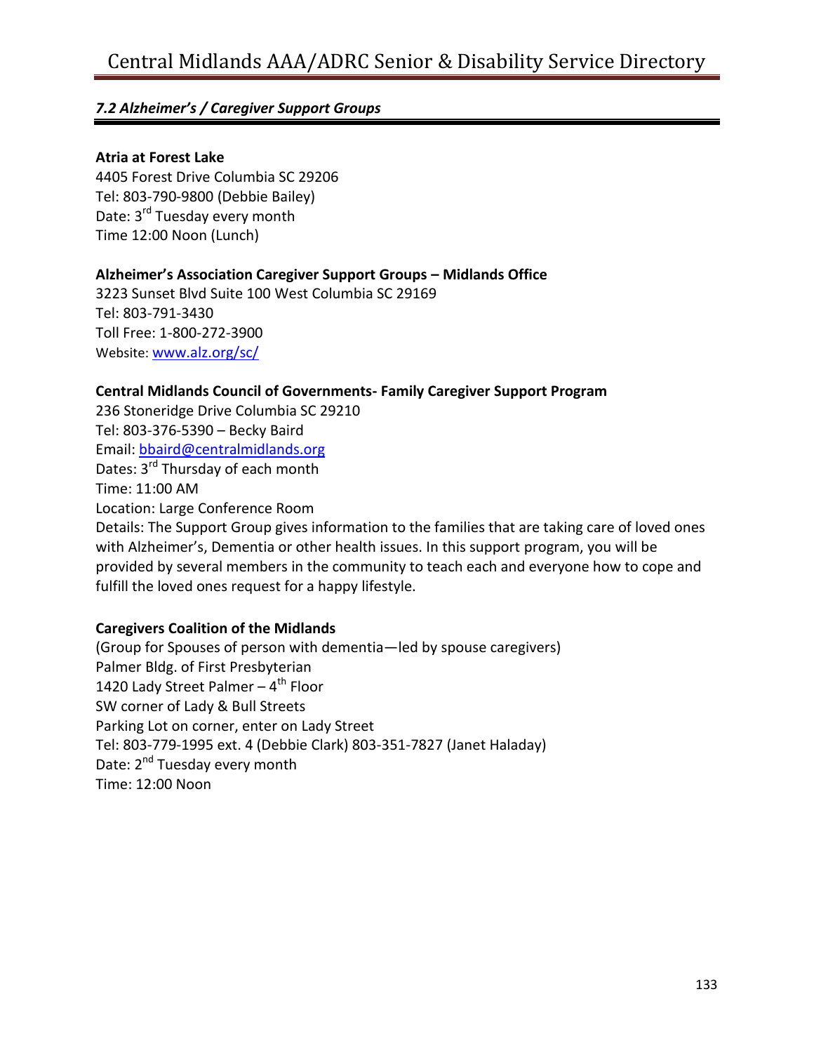## *7.2 Alzheimer's / Caregiver Support Groups*

**Atria at Forest Lake**
4405 Forest Drive Columbia SC 29206
Tel: 803-790-9800 (Debbie Bailey)
Date: 3rd Tuesday every month
Time 12:00 Noon (Lunch)

**Alzheimer's Association Caregiver Support Groups – Midlands Office**
3223 Sunset Blvd Suite 100 West Columbia SC 29169
Tel: 803-791-3430
Toll Free: 1-800-272-3900
Website: [www.alz.org/sc/](www.alz.org/sc/)

**Central Midlands Council of Governments- Family Caregiver Support Program**
236 Stoneridge Drive Columbia SC 29210
Tel: 803-376-5390 – Becky Baird
Email: [bbaird@centralmidlands.org](mailto:bbaird@centralmidlands.org)
Dates: 3rd Thursday of each month
Time: 11:00 AM
Location: Large Conference Room
Details: The Support Group gives information to the families that are taking care of loved ones with Alzheimer's, Dementia or other health issues. In this support program, you will be provided by several members in the community to teach each and everyone how to cope and fulfill the loved ones request for a happy lifestyle.

**Caregivers Coalition of the Midlands**
(Group for Spouses of person with dementia—led by spouse caregivers)
Palmer Bldg. of First Presbyterian
1420 Lady Street Palmer – 4th Floor
SW corner of Lady & Bull Streets
Parking Lot on corner, enter on Lady Street
Tel: 803-779-1995 ext. 4 (Debbie Clark) 803-351-7827 (Janet Haladay)
Date: 2nd Tuesday every month
Time: 12:00 Noon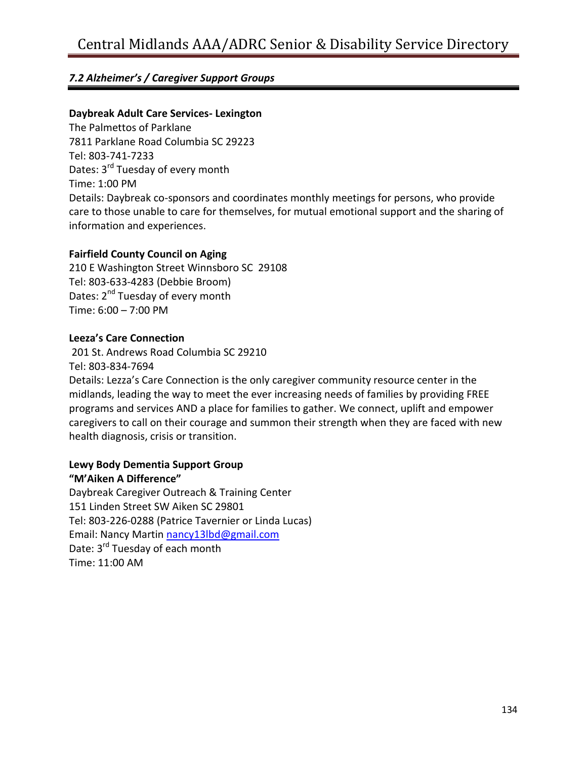## *7.2 Alzheimer's / Caregiver Support Groups*

**Daybreak Adult Care Services- Lexington**
The Palmettos of Parklane
7811 Parklane Road Columbia SC 29223
Tel: 803-741-7233
Dates: 3rd Tuesday of every month
Time: 1:00 PM
Details: Daybreak co-sponsors and coordinates monthly meetings for persons, who provide care to those unable to care for themselves, for mutual emotional support and the sharing of information and experiences.

**Fairfield County Council on Aging**
210 E Washington Street Winnsboro SC 29108
Tel: 803-633-4283 (Debbie Broom)
Dates: 2nd Tuesday of every month
Time: 6:00 – 7:00 PM

**Leeza's Care Connection**
201 St. Andrews Road Columbia SC 29210
Tel: 803-834-7694
Details: Lezza's Care Connection is the only caregiver community resource center in the midlands, leading the way to meet the ever increasing needs of families by providing FREE programs and services AND a place for families to gather. We connect, uplift and empower caregivers to call on their courage and summon their strength when they are faced with new health diagnosis, crisis or transition.

**Lewy Body Dementia Support Group**
**"M'Aiken A Difference"**
Daybreak Caregiver Outreach & Training Center
151 Linden Street SW Aiken SC 29801
Tel: 803-226-0288 (Patrice Tavernier or Linda Lucas)
Email: Nancy Martin nancy13lbd@gmail.com
Date: 3rd Tuesday of each month
Time: 11:00 AM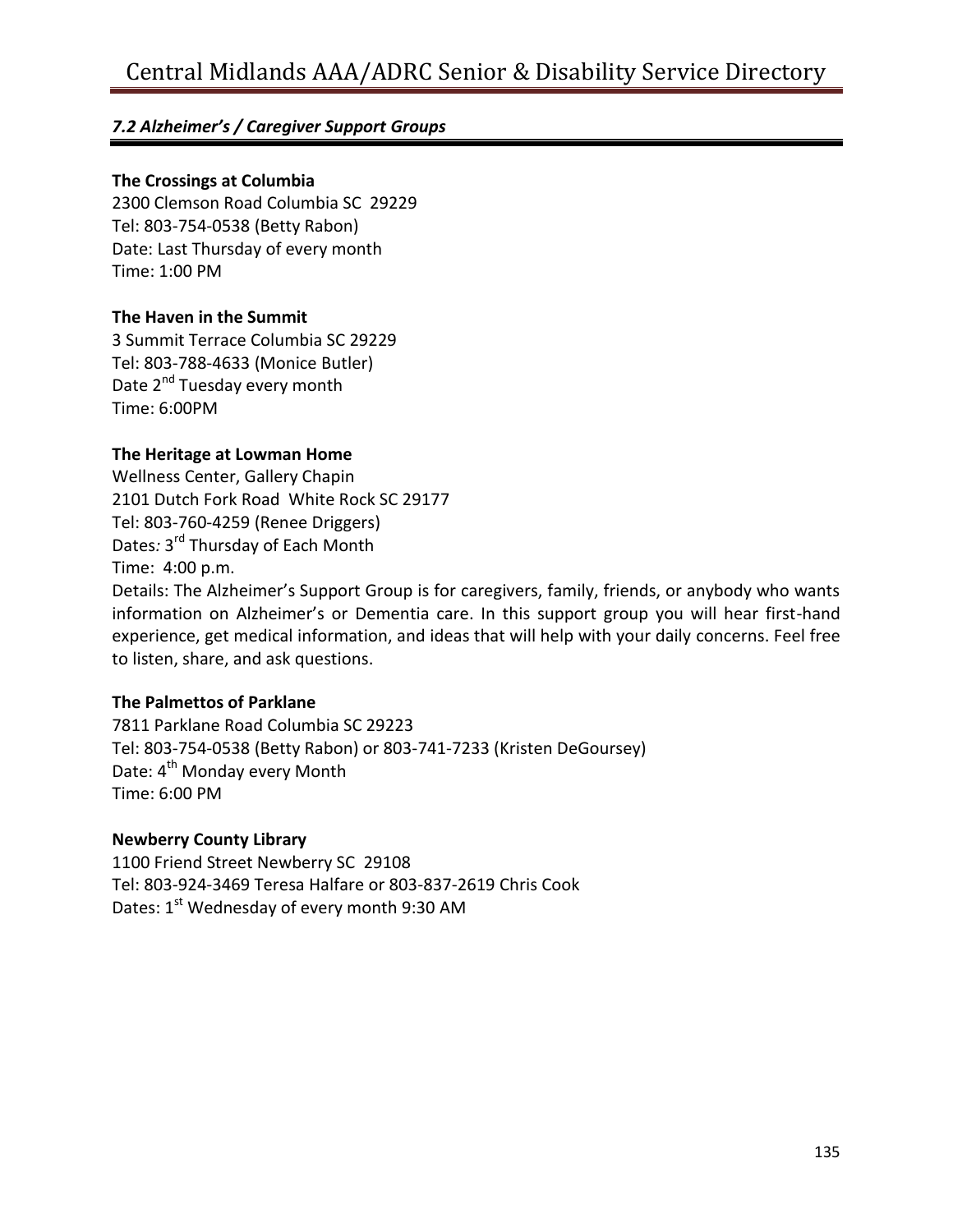## *7.2 Alzheimer's / Caregiver Support Groups*

**The Crossings at Columbia**
2300 Clemson Road Columbia SC 29229
Tel: 803-754-0538 (Betty Rabon)
Date: Last Thursday of every month
Time: 1:00 PM

**The Haven in the Summit**
3 Summit Terrace Columbia SC 29229
Tel: 803-788-4633 (Monice Butler)
Date 2nd Tuesday every month
Time: 6:00PM

**The Heritage at Lowman Home**
Wellness Center, Gallery Chapin
2101 Dutch Fork Road White Rock SC 29177
Tel: 803-760-4259 (Renee Driggers)
Dates*:* 3rd Thursday of Each Month
Time: 4:00 p.m.
Details: The Alzheimer's Support Group is for caregivers, family, friends, or anybody who wants information on Alzheimer's or Dementia care. In this support group you will hear first-hand experience, get medical information, and ideas that will help with your daily concerns. Feel free to listen, share, and ask questions.

**The Palmettos of Parklane**
7811 Parklane Road Columbia SC 29223
Tel: 803-754-0538 (Betty Rabon) or 803-741-7233 (Kristen DeGoursey)
Date: 4th Monday every Month
Time: 6:00 PM

**Newberry County Library**
1100 Friend Street Newberry SC 29108
Tel: 803-924-3469 Teresa Halfare or 803-837-2619 Chris Cook
Dates: 1st Wednesday of every month 9:30 AM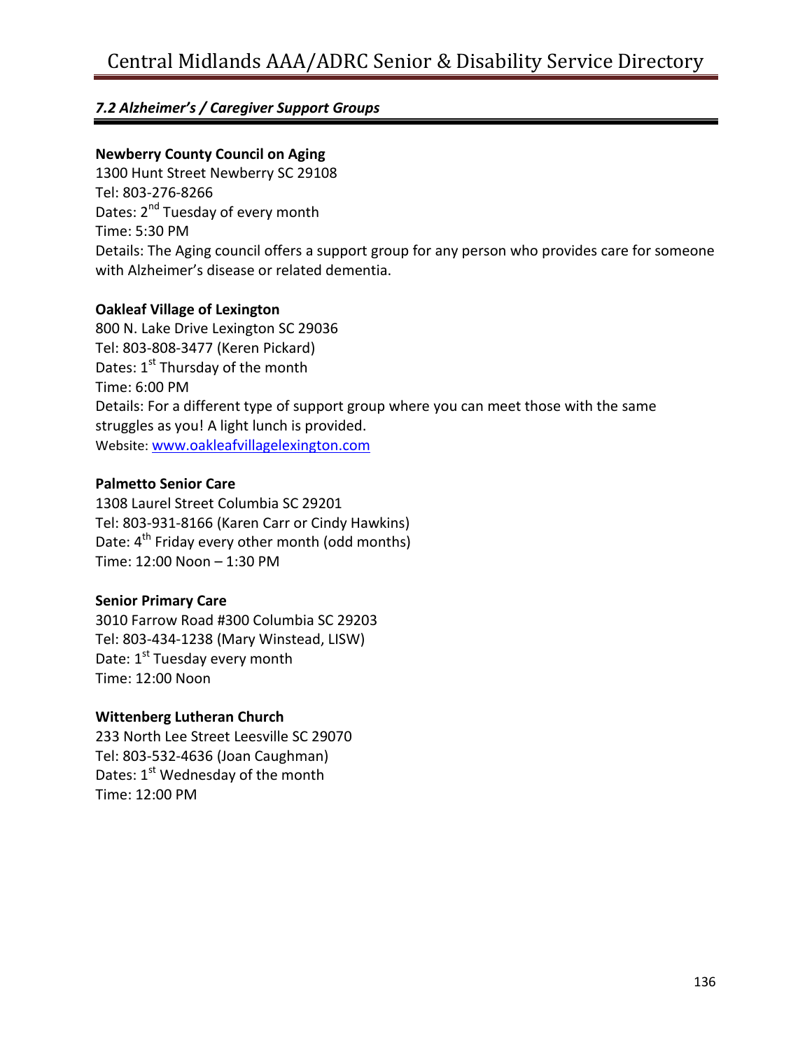### *7.2 Alzheimer's / Caregiver Support Groups*

**Newberry County Council on Aging**
1300 Hunt Street Newberry SC 29108
Tel: 803-276-8266
Dates: 2nd Tuesday of every month
Time: 5:30 PM
Details: The Aging council offers a support group for any person who provides care for someone with Alzheimer's disease or related dementia.

**Oakleaf Village of Lexington**
800 N. Lake Drive Lexington SC 29036
Tel: 803-808-3477 (Keren Pickard)
Dates: 1st Thursday of the month
Time: 6:00 PM
Details: For a different type of support group where you can meet those with the same struggles as you! A light lunch is provided.
Website: [www.oakleafvillagelexington.com](http://www.oakleafvillagelexington.com)

**Palmetto Senior Care**
1308 Laurel Street Columbia SC 29201
Tel: 803-931-8166 (Karen Carr or Cindy Hawkins)
Date: 4th Friday every other month (odd months)
Time: 12:00 Noon – 1:30 PM

**Senior Primary Care**
3010 Farrow Road #300 Columbia SC 29203
Tel: 803-434-1238 (Mary Winstead, LISW)
Date: 1st Tuesday every month
Time: 12:00 Noon

**Wittenberg Lutheran Church**
233 North Lee Street Leesville SC 29070
Tel: 803-532-4636 (Joan Caughman)
Dates: 1st Wednesday of the month
Time: 12:00 PM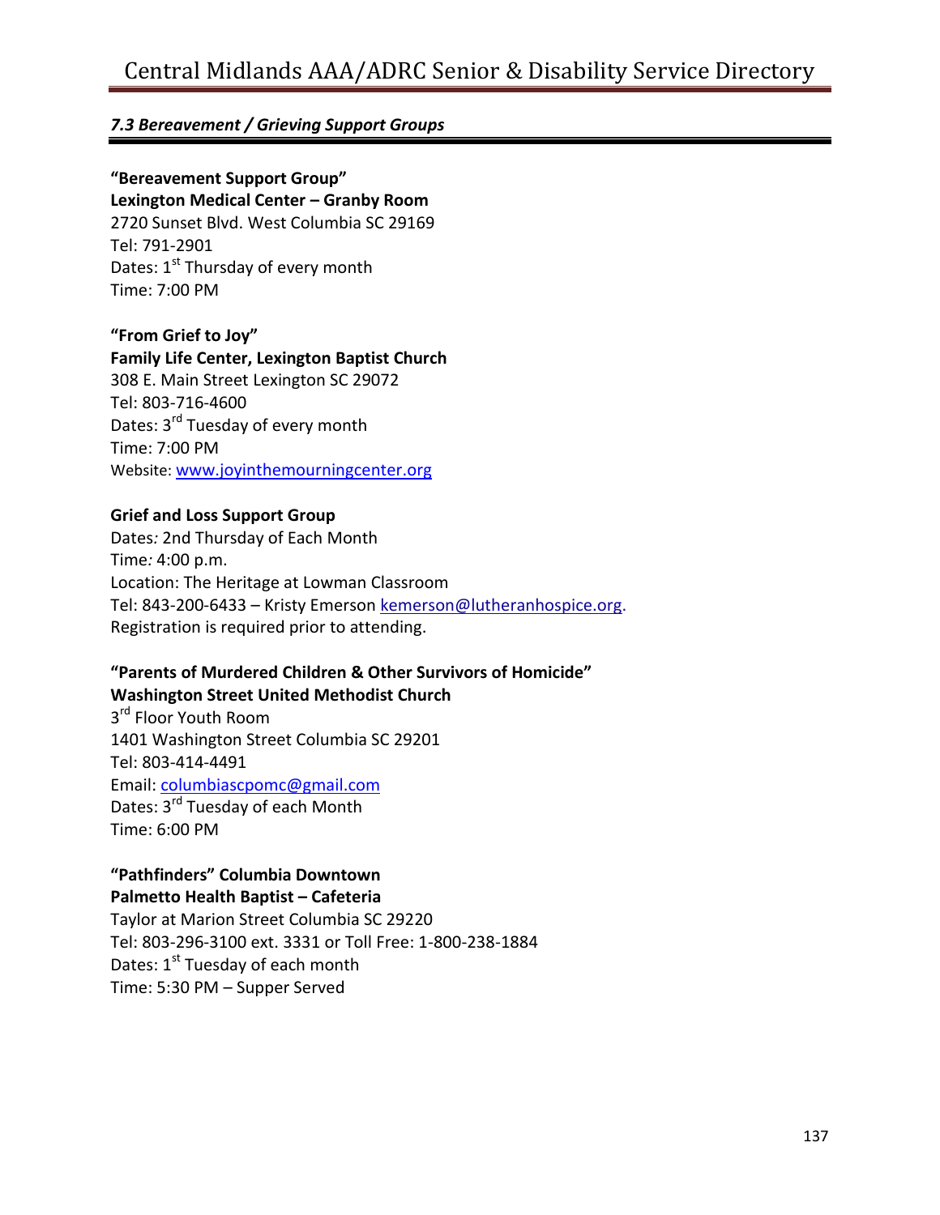### *7.3 Bereavement / Grieving Support Groups*

**"Bereavement Support Group"**
**Lexington Medical Center – Granby Room**
2720 Sunset Blvd. West Columbia SC 29169
Tel: 791-2901
Dates: 1st Thursday of every month
Time: 7:00 PM

**"From Grief to Joy"**
**Family Life Center, Lexington Baptist Church**
308 E. Main Street Lexington SC 29072
Tel: 803-716-4600
Dates: 3rd Tuesday of every month
Time: 7:00 PM
Website: www.joyinthemourningcenter.org

**Grief and Loss Support Group**
Dates*:* 2nd Thursday of Each Month
Time*:* 4:00 p.m.
Location: The Heritage at Lowman Classroom
Tel: 843-200-6433 – Kristy Emerson kemerson@lutheranhospice.org.
Registration is required prior to attending.

**"Parents of Murdered Children & Other Survivors of Homicide"**
**Washington Street United Methodist Church**
3rd Floor Youth Room
1401 Washington Street Columbia SC 29201
Tel: 803-414-4491
Email: columbiascpomc@gmail.com
Dates: 3rd Tuesday of each Month
Time: 6:00 PM

**"Pathfinders" Columbia Downtown**
**Palmetto Health Baptist – Cafeteria**
Taylor at Marion Street Columbia SC 29220
Tel: 803-296-3100 ext. 3331 or Toll Free: 1-800-238-1884
Dates: 1st Tuesday of each month
Time: 5:30 PM – Supper Served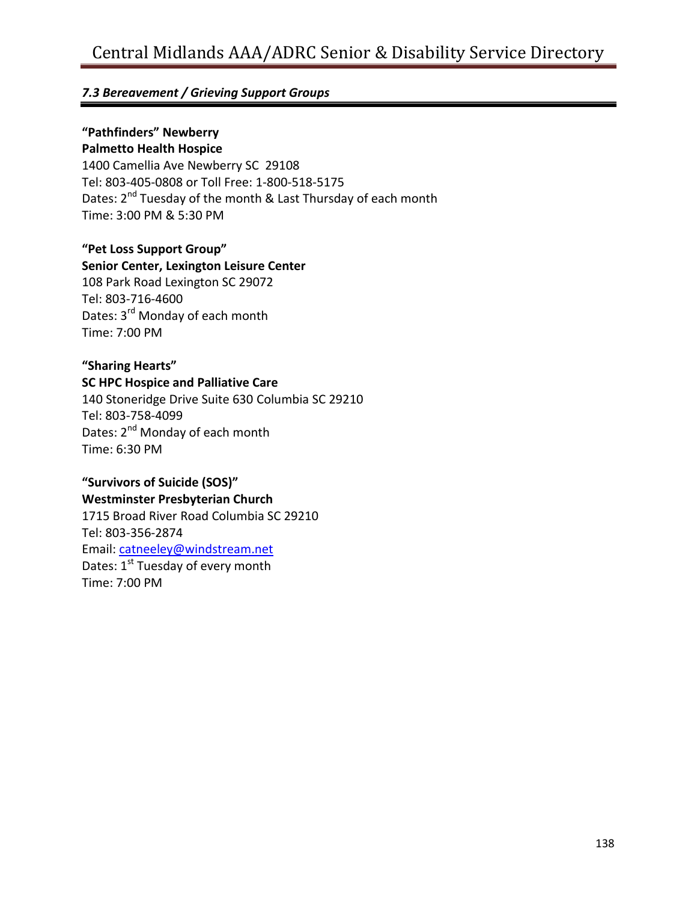### *7.3 Bereavement / Grieving Support Groups*

**"Pathfinders" Newberry**
**Palmetto Health Hospice**
1400 Camellia Ave Newberry SC 29108
Tel: 803-405-0808 or Toll Free: 1-800-518-5175
Dates: 2nd Tuesday of the month & Last Thursday of each month
Time: 3:00 PM & 5:30 PM

**"Pet Loss Support Group"**
**Senior Center, Lexington Leisure Center**
108 Park Road Lexington SC 29072
Tel: 803-716-4600
Dates: 3rd Monday of each month
Time: 7:00 PM

**"Sharing Hearts"**
**SC HPC Hospice and Palliative Care**
140 Stoneridge Drive Suite 630 Columbia SC 29210
Tel: 803-758-4099
Dates: 2nd Monday of each month
Time: 6:30 PM

**"Survivors of Suicide (SOS)"**
**Westminster Presbyterian Church**
1715 Broad River Road Columbia SC 29210
Tel: 803-356-2874
Email: catneeley@windstream.net
Dates: 1st Tuesday of every month
Time: 7:00 PM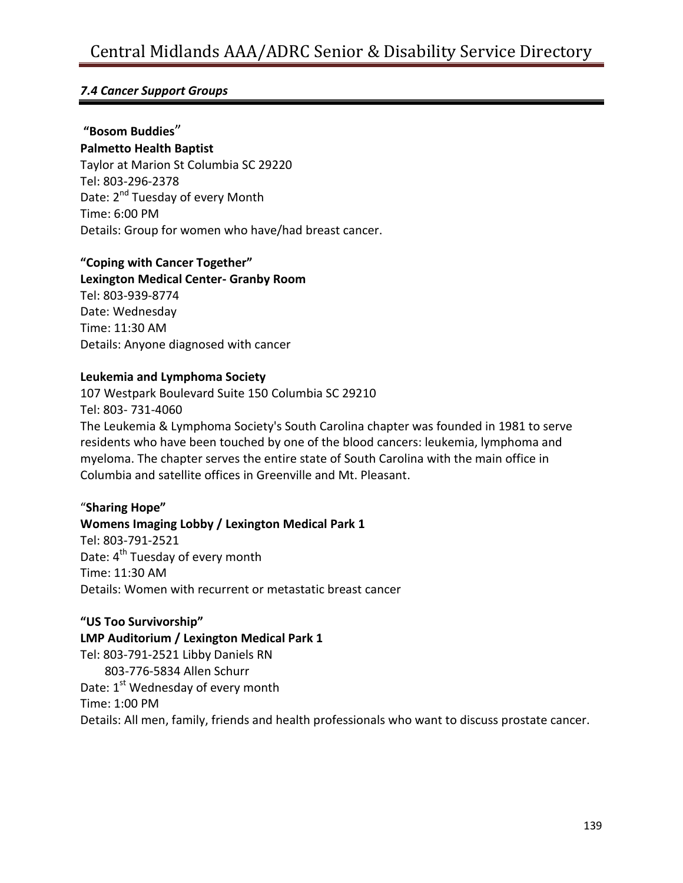## *7.4 Cancer Support Groups*

**"Bosom Buddies"**
**Palmetto Health Baptist**
Taylor at Marion St Columbia SC 29220
Tel: 803-296-2378
Date: 2nd Tuesday of every Month
Time: 6:00 PM
Details: Group for women who have/had breast cancer.

**"Coping with Cancer Together"**
**Lexington Medical Center- Granby Room**
Tel: 803-939-8774
Date: Wednesday
Time: 11:30 AM
Details: Anyone diagnosed with cancer

**Leukemia and Lymphoma Society**
107 Westpark Boulevard Suite 150 Columbia SC 29210
Tel: 803- 731-4060
The Leukemia & Lymphoma Society's South Carolina chapter was founded in 1981 to serve residents who have been touched by one of the blood cancers: leukemia, lymphoma and myeloma. The chapter serves the entire state of South Carolina with the main office in Columbia and satellite offices in Greenville and Mt. Pleasant.

**"Sharing Hope"**
**Womens Imaging Lobby / Lexington Medical Park 1**
Tel: 803-791-2521
Date: 4th Tuesday of every month
Time: 11:30 AM
Details: Women with recurrent or metastatic breast cancer

**"US Too Survivorship"**
**LMP Auditorium / Lexington Medical Park 1**
Tel: 803-791-2521 Libby Daniels RN
803-776-5834 Allen Schurr
Date: 1st Wednesday of every month
Time: 1:00 PM
Details: All men, family, friends and health professionals who want to discuss prostate cancer.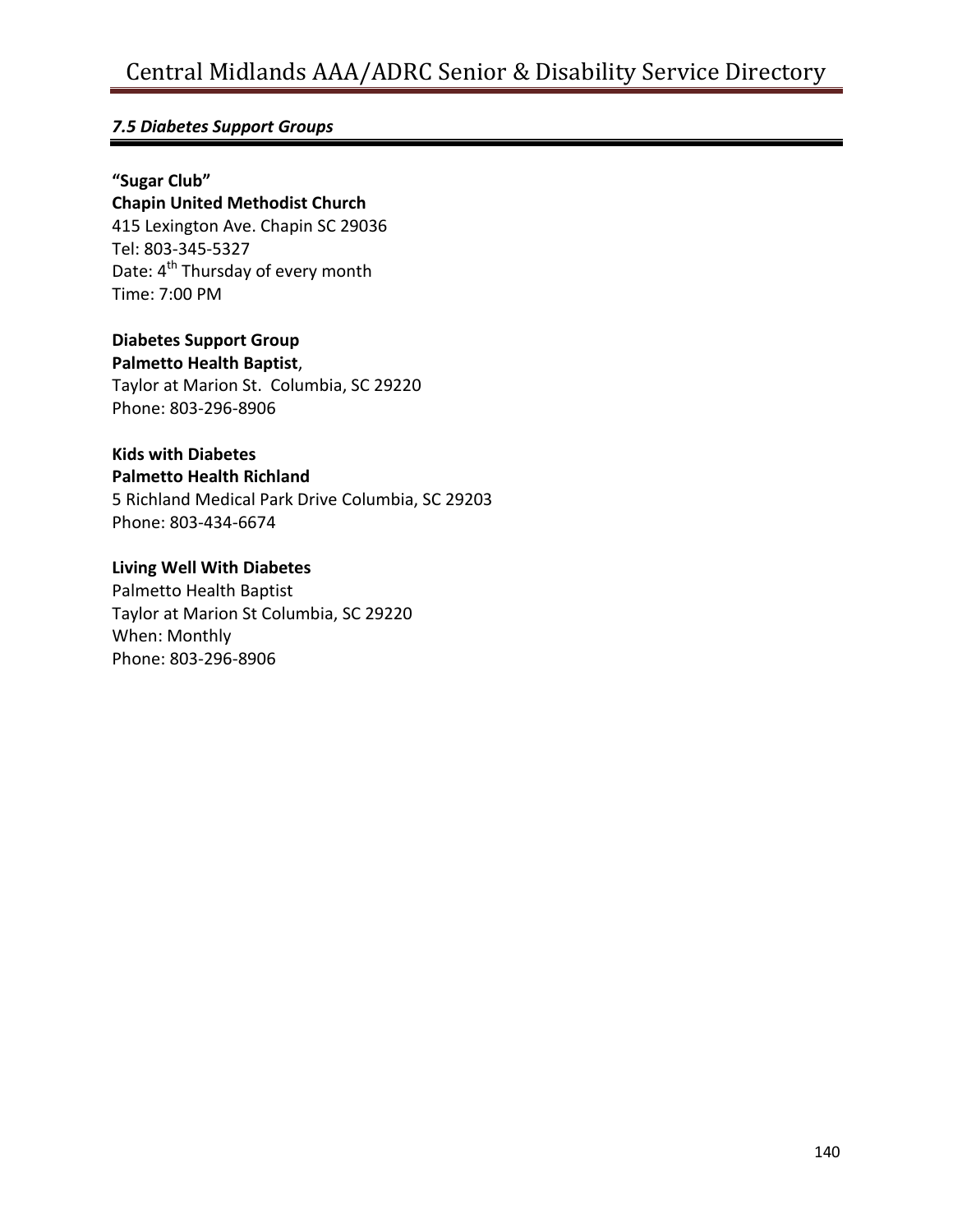### *7.5 Diabetes Support Groups*

**"Sugar Club"**
**Chapin United Methodist Church**
415 Lexington Ave. Chapin SC 29036
Tel: 803-345-5327
Date: 4th Thursday of every month
Time: 7:00 PM

**Diabetes Support Group**
**Palmetto Health Baptist**,
Taylor at Marion St. Columbia, SC 29220
Phone: 803-296-8906

**Kids with Diabetes**
**Palmetto Health Richland**
5 Richland Medical Park Drive Columbia, SC 29203
Phone: 803-434-6674

**Living Well With Diabetes**
Palmetto Health Baptist
Taylor at Marion St Columbia, SC 29220
When: Monthly
Phone: 803-296-8906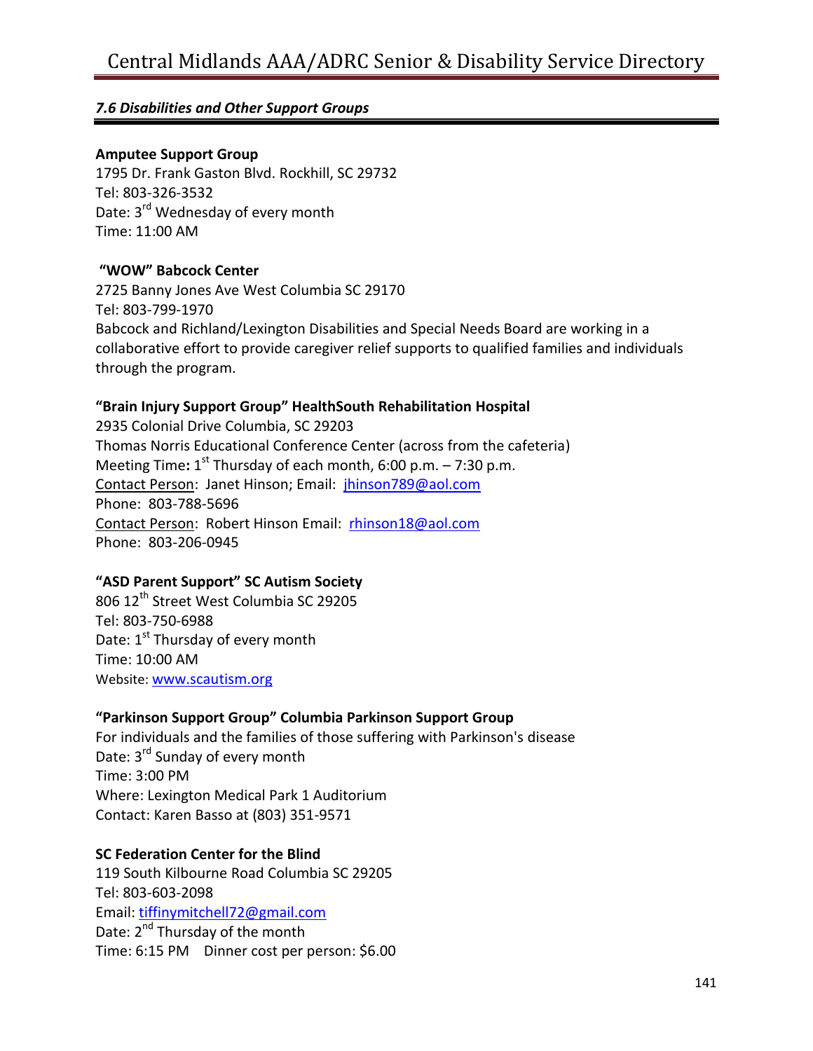## *7.6 Disabilities and Other Support Groups*

**Amputee Support Group**
1795 Dr. Frank Gaston Blvd. Rockhill, SC 29732
Tel: 803-326-3532
Date: 3rd Wednesday of every month
Time: 11:00 AM

**"WOW" Babcock Center**
2725 Banny Jones Ave West Columbia SC 29170
Tel: 803-799-1970
Babcock and Richland/Lexington Disabilities and Special Needs Board are working in a collaborative effort to provide caregiver relief supports to qualified families and individuals through the program.

**"Brain Injury Support Group" HealthSouth Rehabilitation Hospital**
2935 Colonial Drive Columbia, SC 29203
Thomas Norris Educational Conference Center (across from the cafeteria)
Meeting Time**:** 1st Thursday of each month, 6:00 p.m. – 7:30 p.m.
Contact Person: Janet Hinson; Email: jhinson789@aol.com
Phone: 803-788-5696
Contact Person: Robert Hinson Email: rhinson18@aol.com
Phone: 803-206-0945

**"ASD Parent Support" SC Autism Society**
806 12th Street West Columbia SC 29205
Tel: 803-750-6988
Date: 1st Thursday of every month
Time: 10:00 AM
Website: www.scautism.org

**"Parkinson Support Group" Columbia Parkinson Support Group**
For individuals and the families of those suffering with Parkinson's disease
Date: 3rd Sunday of every month
Time: 3:00 PM
Where: Lexington Medical Park 1 Auditorium
Contact: Karen Basso at (803) 351-9571

**SC Federation Center for the Blind**
119 South Kilbourne Road Columbia SC 29205
Tel: 803-603-2098
Email: tiffinymitchell72@gmail.com
Date: 2nd Thursday of the month
Time: 6:15 PM Dinner cost per person: $6.00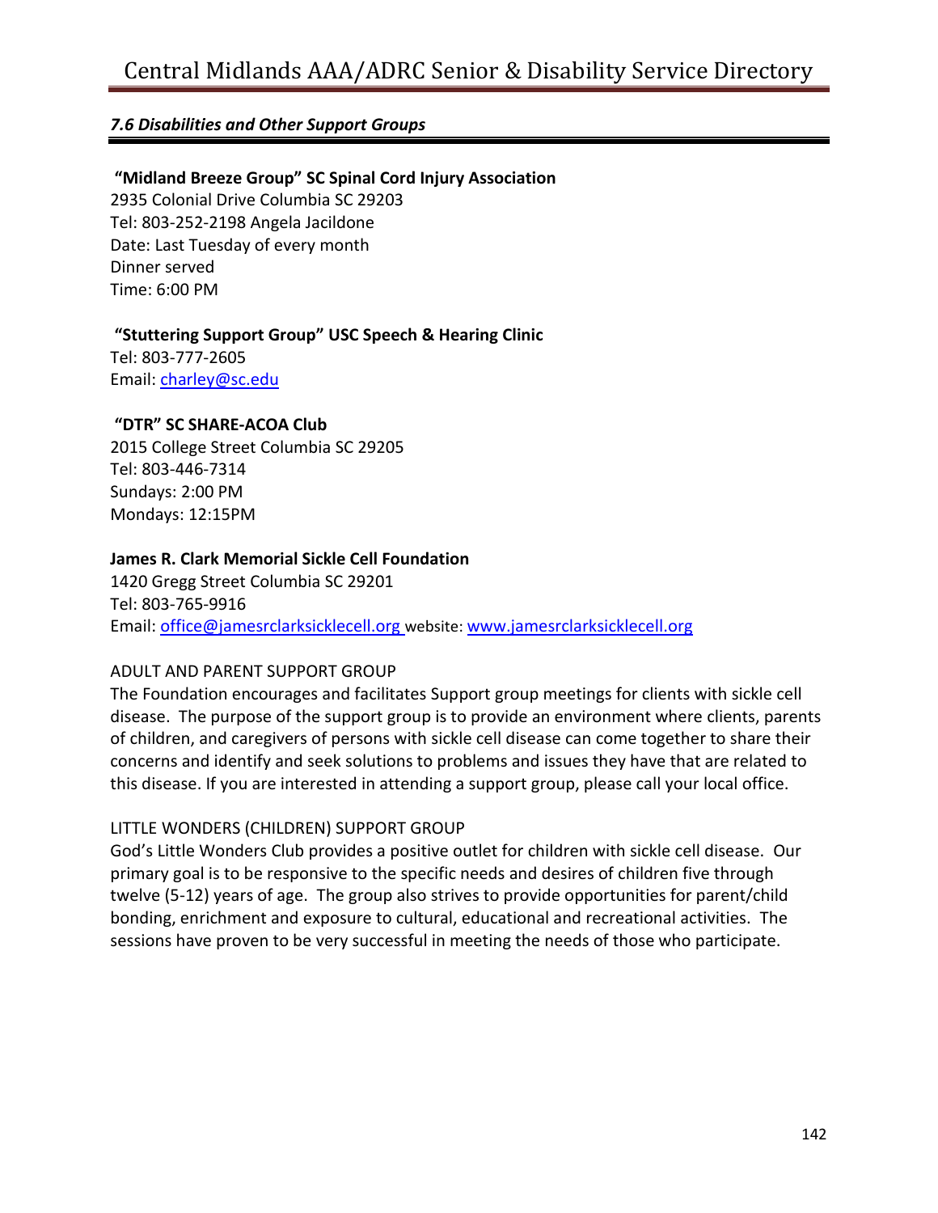### *7.6 Disabilities and Other Support Groups*

**"Midland Breeze Group" SC Spinal Cord Injury Association**
2935 Colonial Drive Columbia SC 29203
Tel: 803-252-2198 Angela Jacildone
Date: Last Tuesday of every month
Dinner served
Time: 6:00 PM

**"Stuttering Support Group" USC Speech & Hearing Clinic**
Tel: 803-777-2605
Email: charley@sc.edu

**"DTR" SC SHARE-ACOA Club**
2015 College Street Columbia SC 29205
Tel: 803-446-7314
Sundays: 2:00 PM
Mondays: 12:15PM

**James R. Clark Memorial Sickle Cell Foundation**
1420 Gregg Street Columbia SC 29201
Tel: 803-765-9916
Email: office@jamesrclarksicklecell.org website: www.jamesrclarksicklecell.org

ADULT AND PARENT SUPPORT GROUP
The Foundation encourages and facilitates Support group meetings for clients with sickle cell disease. The purpose of the support group is to provide an environment where clients, parents of children, and caregivers of persons with sickle cell disease can come together to share their concerns and identify and seek solutions to problems and issues they have that are related to this disease. If you are interested in attending a support group, please call your local office.

LITTLE WONDERS (CHILDREN) SUPPORT GROUP
God's Little Wonders Club provides a positive outlet for children with sickle cell disease. Our primary goal is to be responsive to the specific needs and desires of children five through twelve (5-12) years of age. The group also strives to provide opportunities for parent/child bonding, enrichment and exposure to cultural, educational and recreational activities. The sessions have proven to be very successful in meeting the needs of those who participate.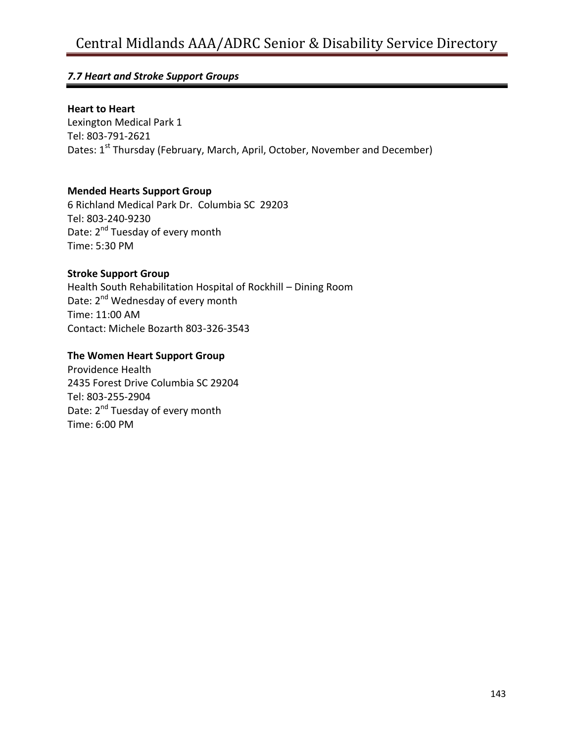## *7.7 Heart and Stroke Support Groups*

**Heart to Heart**
Lexington Medical Park 1
Tel: 803-791-2621
Dates: 1st Thursday (February, March, April, October, November and December)

**Mended Hearts Support Group**
6 Richland Medical Park Dr. Columbia SC 29203
Tel: 803-240-9230
Date: 2nd Tuesday of every month
Time: 5:30 PM

**Stroke Support Group**
Health South Rehabilitation Hospital of Rockhill – Dining Room
Date: 2nd Wednesday of every month
Time: 11:00 AM
Contact: Michele Bozarth 803-326-3543

**The Women Heart Support Group**
Providence Health
2435 Forest Drive Columbia SC 29204
Tel: 803-255-2904
Date: 2nd Tuesday of every month
Time: 6:00 PM